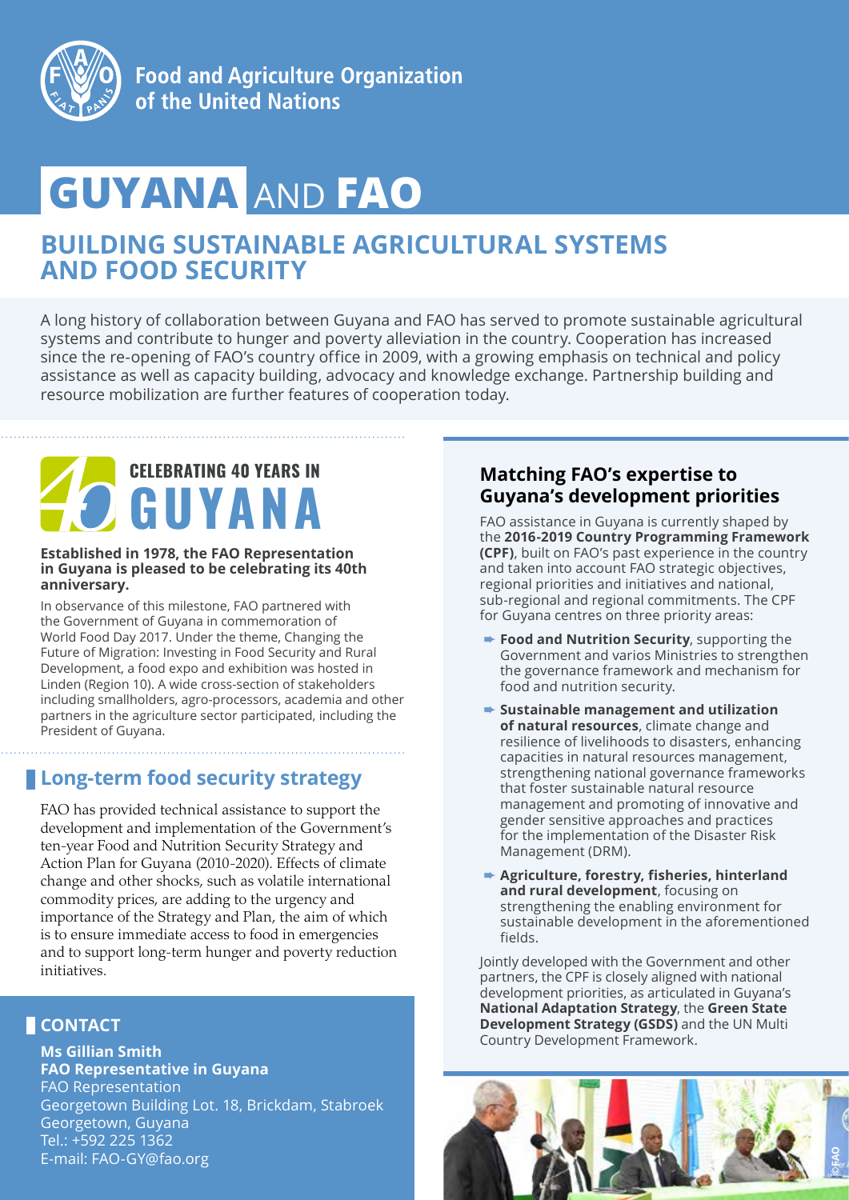Food and Agriculture Organization of the United Nations

# GUYANA AND FAO

## BUILDING SUSTAINABLE AGRICULTURAL SYSTEMS AND FOOD SECURITY

A long history of collaboration between Guyana and FAO has served to promote sustainable agricultural systems and contribute to hunger and poverty alleviation in the country. Cooperation has increased since the re-opening of FAO's country office in 2009, with a growing emphasis on technical and policy assistance as well as capacity building, advocacy and knowledge exchange. Partnership building and resource mobilization are further features of cooperation today.

### CELEBRATING 40 YEARS IN GUYANA

**Established in 1978, the FAO Representation in Guyana is pleased to be celebrating its 40th anniversary.**

In observance of this milestone, FAO partnered with the Government of Guyana in commemoration of World Food Day 2017. Under the theme, Changing the Future of Migration: Investing in Food Security and Rural Development, a food expo and exhibition was hosted in Linden (Region 10). A wide cross-section of stakeholders including smallholders, agro-processors, academia and other partners in the agriculture sector participated, including the President of Guyana.

### Long-term food security strategy

FAO has provided technical assistance to support the development and implementation of the Government's ten-year Food and Nutrition Security Strategy and Action Plan for Guyana (2010-2020). Effects of climate change and other shocks, such as volatile international commodity prices, are adding to the urgency and importance of the Strategy and Plan, the aim of which is to ensure immediate access to food in emergencies and to support long-term hunger and poverty reduction initiatives.

### Matching FAO's expertise to Guyana's development priorities

FAO assistance in Guyana is currently shaped by the **2016-2019 Country Programming Framework (CPF)**, built on FAO's past experience in the country and taken into account FAO strategic objectives, regional priorities and initiatives and national, sub-regional and regional commitments. The CPF for Guyana centres on three priority areas:

- **Food and Nutrition Security**, supporting the Government and varios Ministries to strengthen the governance framework and mechanism for food and nutrition security.
- **Sustainable management and utilization of natural resources**, climate change and resilience of livelihoods to disasters, enhancing capacities in natural resources management, strengthening national governance frameworks that foster sustainable natural resource management and promoting of innovative and gender sensitive approaches and practices for the implementation of the Disaster Risk Management (DRM).
- **Agriculture, forestry, fisheries, hinterland and rural development**, focusing on strengthening the enabling environment for sustainable development in the aforementioned fields.

Jointly developed with the Government and other partners, the CPF is closely aligned with national development priorities, as articulated in Guyana's **National Adaptation Strategy**, the **Green State Development Strategy (GSDS)** and the UN Multi Country Development Framework.

### CONTACT

**Ms Gillian Smith**
**FAO Representative in Guyana**
FAO Representation
Georgetown Building Lot. 18, Brickdam, Stabroek
Georgetown, Guyana
Tel.: +592 225 1362
E-mail: FAO-GY@fao.org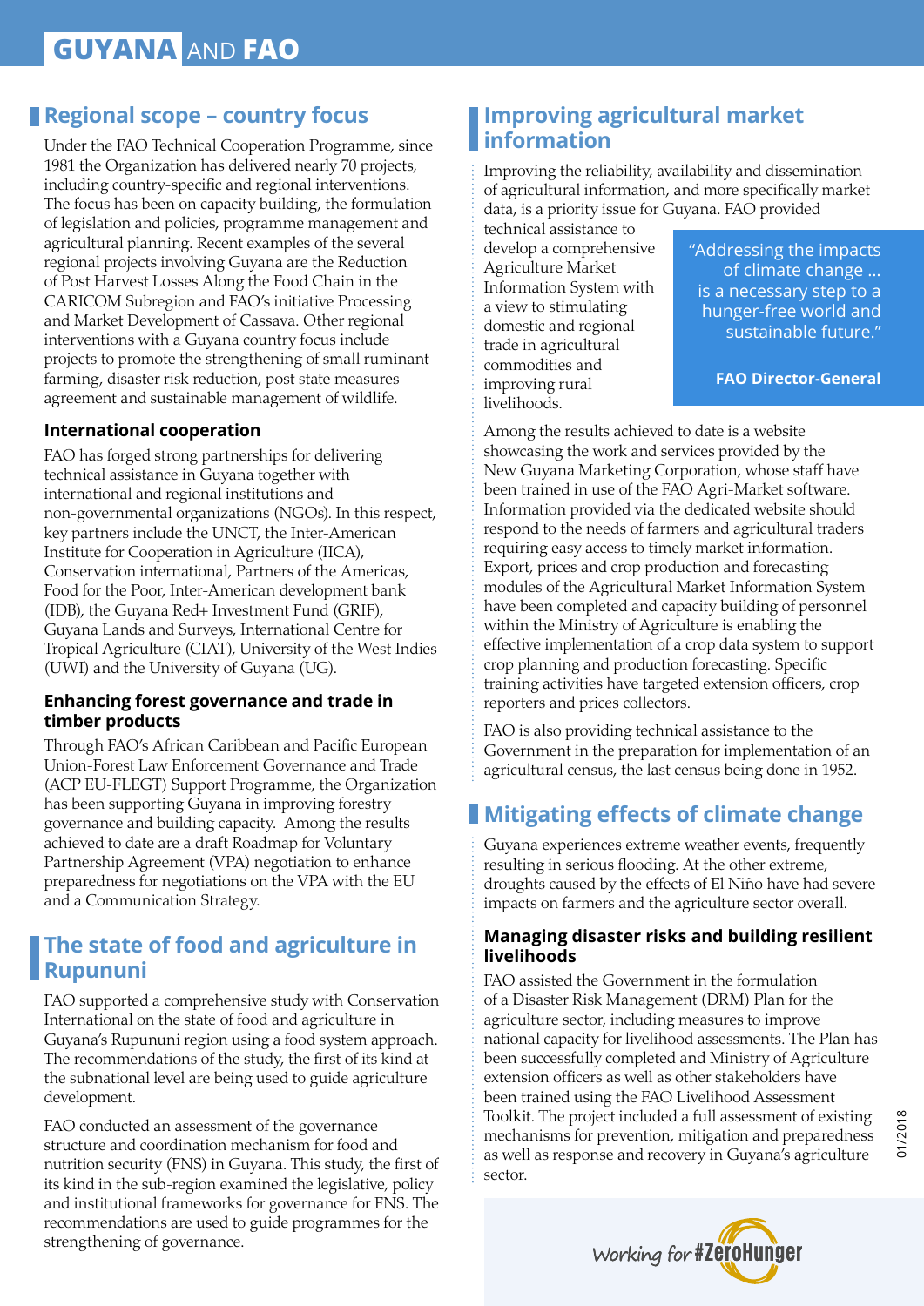# GUYANA AND FAO

## Regional scope – country focus

Under the FAO Technical Cooperation Programme, since 1981 the Organization has delivered nearly 70 projects, including country-specific and regional interventions. The focus has been on capacity building, the formulation of legislation and policies, programme management and agricultural planning. Recent examples of the several regional projects involving Guyana are the Reduction of Post Harvest Losses Along the Food Chain in the CARICOM Subregion and FAO's initiative Processing and Market Development of Cassava. Other regional interventions with a Guyana country focus include projects to promote the strengthening of small ruminant farming, disaster risk reduction, post state measures agreement and sustainable management of wildlife.

### International cooperation

FAO has forged strong partnerships for delivering technical assistance in Guyana together with international and regional institutions and non-governmental organizations (NGOs). In this respect, key partners include the UNCT, the Inter-American Institute for Cooperation in Agriculture (IICA), Conservation international, Partners of the Americas, Food for the Poor, Inter-American development bank (IDB), the Guyana Red+ Investment Fund (GRIF), Guyana Lands and Surveys, International Centre for Tropical Agriculture (CIAT), University of the West Indies (UWI) and the University of Guyana (UG).

### Enhancing forest governance and trade in timber products

Through FAO's African Caribbean and Pacific European Union-Forest Law Enforcement Governance and Trade (ACP EU-FLEGT) Support Programme, the Organization has been supporting Guyana in improving forestry governance and building capacity. Among the results achieved to date are a draft Roadmap for Voluntary Partnership Agreement (VPA) negotiation to enhance preparedness for negotiations on the VPA with the EU and a Communication Strategy.

## The state of food and agriculture in Rupununi

FAO supported a comprehensive study with Conservation International on the state of food and agriculture in Guyana's Rupununi region using a food system approach. The recommendations of the study, the first of its kind at the subregional level are being used to guide agriculture development.

FAO conducted an assessment of the governance structure and coordination mechanism for food and nutrition security (FNS) in Guyana. This study, the first of its kind in the sub-region examined the legislative, policy and institutional frameworks for governance for FNS. The recommendations are used to guide programmes for the strengthening of governance.

## Improving agricultural market information

Improving the reliability, availability and dissemination of agricultural information, and more specifically market data, is a priority issue for Guyana. FAO provided technical assistance to develop a comprehensive Agriculture Market Information System with a view to stimulating domestic and regional trade in agricultural commodities and improving rural livelihoods.

> "Addressing the impacts of climate change ... is a necessary step to a hunger-free world and sustainable future."
>
> **FAO Director-General**

Among the results achieved to date is a website showcasing the work and services provided by the New Guyana Marketing Corporation, whose staff have been trained in use of the FAO Agri-Market software. Information provided via the dedicated website should respond to the needs of farmers and agricultural traders requiring easy access to timely market information. Export, prices and crop production and forecasting modules of the Agricultural Market Information System have been completed and capacity building of personnel within the Ministry of Agriculture is enabling the effective implementation of a crop data system to support crop planning and production forecasting. Specific training activities have targeted extension officers, crop reporters and prices collectors.

FAO is also providing technical assistance to the Government in the preparation for implementation of an agricultural census, the last census being done in 1952.

## Mitigating effects of climate change

Guyana experiences extreme weather events, frequently resulting in serious flooding. At the other extreme, droughts caused by the effects of El Niño have had severe impacts on farmers and the agriculture sector overall.

### Managing disaster risks and building resilient livelihoods

FAO assisted the Government in the formulation of a Disaster Risk Management (DRM) Plan for the agriculture sector, including measures to improve national capacity for livelihood assessments. The Plan has been successfully completed and Ministry of Agriculture extension officers as well as other stakeholders have been trained using the FAO Livelihood Assessment Toolkit. The project included a full assessment of existing mechanisms for prevention, mitigation and preparedness as well as response and recovery in Guyana's agriculture sector.

Working for #ZeroHunger

01/2018